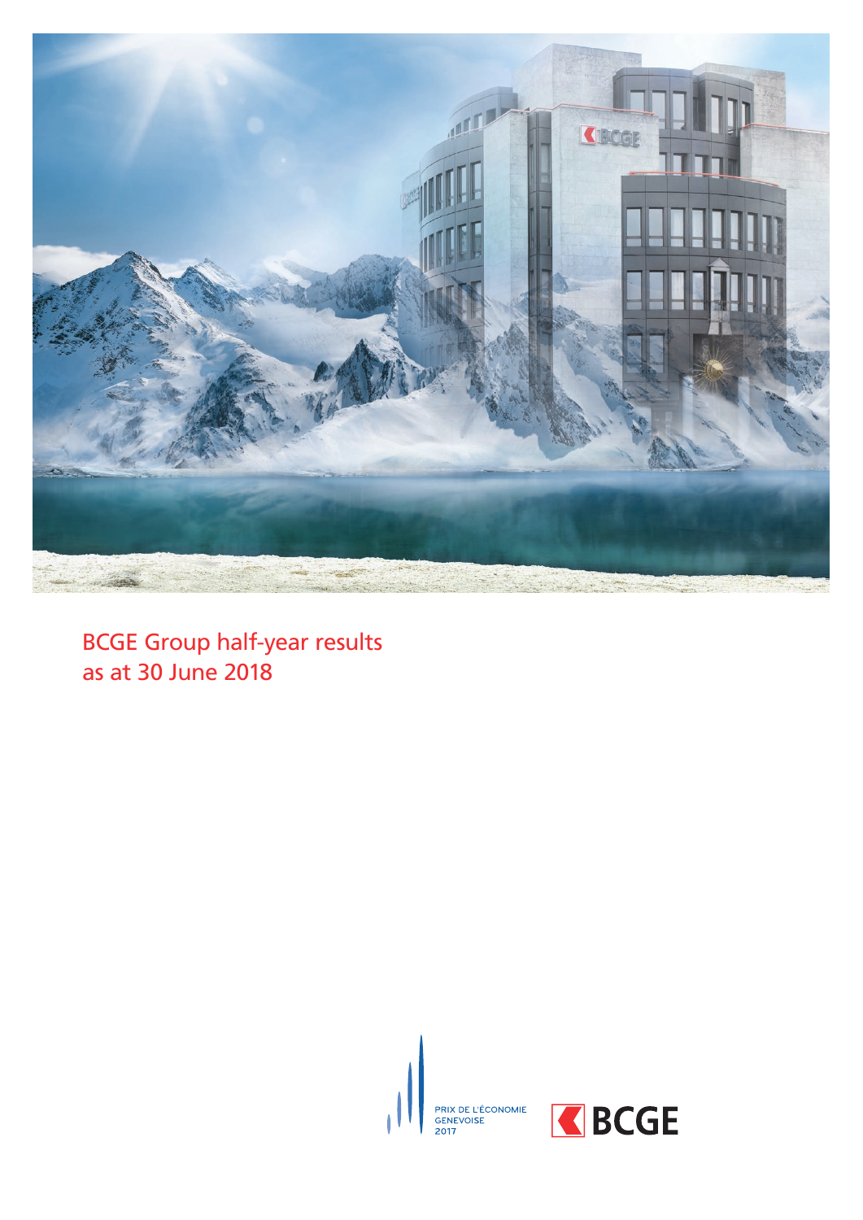# BCGE Group half-year results as at 30 June 2018

PRIX DE L'ÉCONOMIE GENEVOISE 2017

BCGE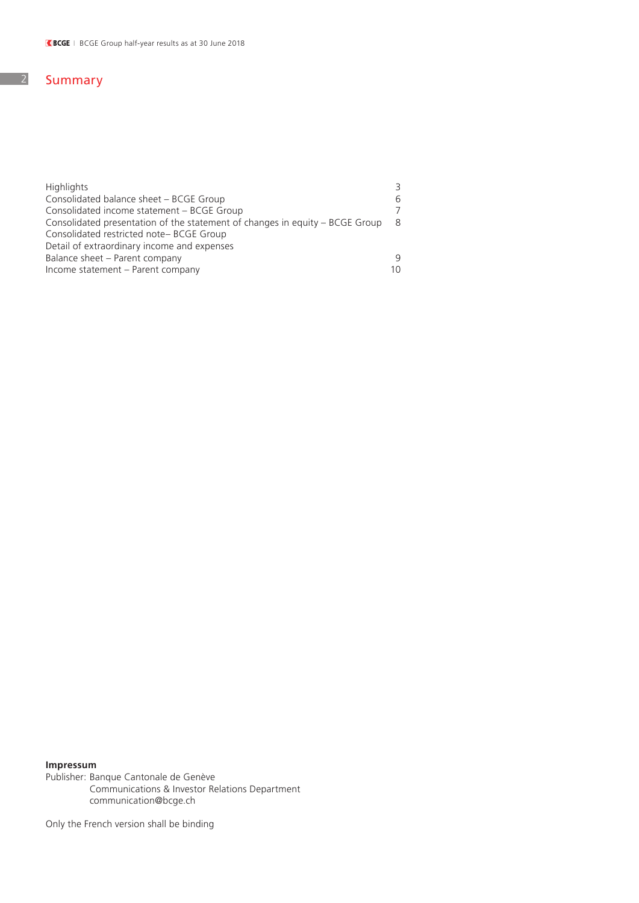# Summary

| | |
|---|---|
| Highlights | 3 |
| Consolidated balance sheet – BCGE Group | 6 |
| Consolidated income statement – BCGE Group | 7 |
| Consolidated presentation of the statement of changes in equity – BCGE Group | 8 |
| Consolidated restricted note– BCGE Group | |
| Detail of extraordinary income and expenses | |
| Balance sheet – Parent company | 9 |
| Income statement – Parent company | 10 |

**Impressum**

Publisher: Banque Cantonale de Genève
Communications & Investor Relations Department
communication@bcge.ch

Only the French version shall be binding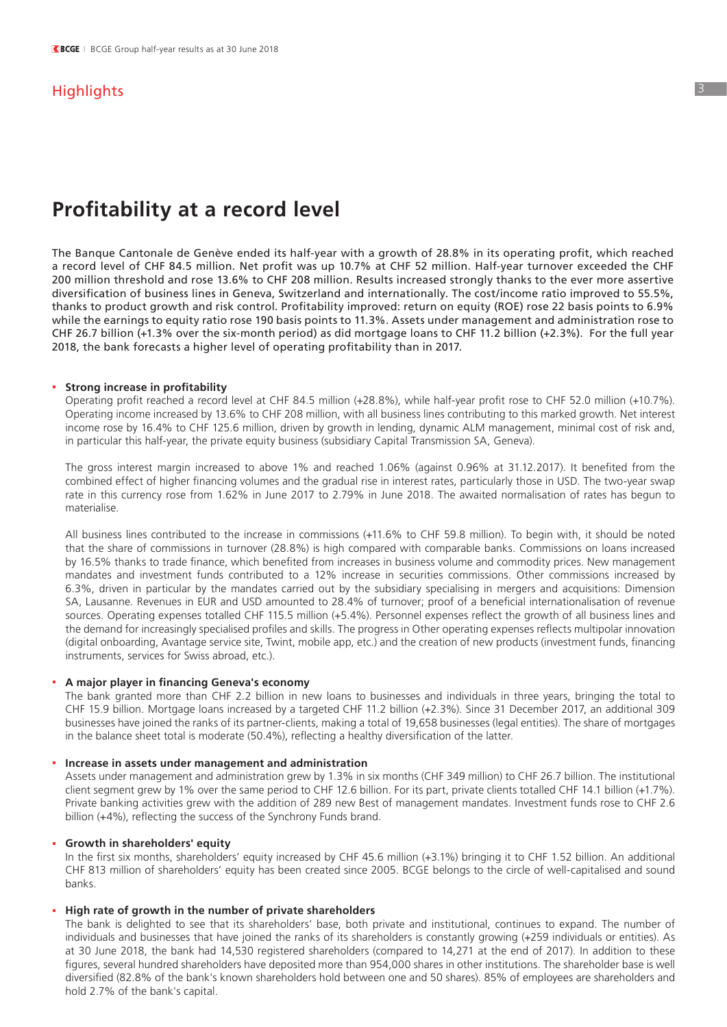## Highlights

# Profitability at a record level

The Banque Cantonale de Genève ended its half-year with a growth of 28.8% in its operating profit, which reached a record level of CHF 84.5 million. Net profit was up 10.7% at CHF 52 million. Half-year turnover exceeded the CHF 200 million threshold and rose 13.6% to CHF 208 million. Results increased strongly thanks to the ever more assertive diversification of business lines in Geneva, Switzerland and internationally. The cost/income ratio improved to 55.5%, thanks to product growth and risk control. Profitability improved: return on equity (ROE) rose 22 basis points to 6.9% while the earnings to equity ratio rose 190 basis points to 11.3%. Assets under management and administration rose to CHF 26.7 billion (+1.3% over the six-month period) as did mortgage loans to CHF 11.2 billion (+2.3%). For the full year 2018, the bank forecasts a higher level of operating profitability than in 2017.

- **Strong increase in profitability**
  Operating profit reached a record level at CHF 84.5 million (+28.8%), while half-year profit rose to CHF 52.0 million (+10.7%). Operating income increased by 13.6% to CHF 208 million, with all business lines contributing to this marked growth. Net interest income rose by 16.4% to CHF 125.6 million, driven by growth in lending, dynamic ALM management, minimal cost of risk and, in particular this half-year, the private equity business (subsidiary Capital Transmission SA, Geneva).

  The gross interest margin increased to above 1% and reached 1.06% (against 0.96% at 31.12.2017). It benefited from the combined effect of higher financing volumes and the gradual rise in interest rates, particularly those in USD. The two-year swap rate in this currency rose from 1.62% in June 2017 to 2.79% in June 2018. The awaited normalisation of rates has begun to materialise.

  All business lines contributed to the increase in commissions (+11.6% to CHF 59.8 million). To begin with, it should be noted that the share of commissions in turnover (28.8%) is high compared with comparable banks. Commissions on loans increased by 16.5% thanks to trade finance, which benefited from increases in business volume and commodity prices. New management mandates and investment funds contributed to a 12% increase in securities commissions. Other commissions increased by 6.3%, driven in particular by the mandates carried out by the subsidiary specialising in mergers and acquisitions: Dimension SA, Lausanne. Revenues in EUR and USD amounted to 28.4% of turnover; proof of a beneficial internationalisation of revenue sources. Operating expenses totalled CHF 115.5 million (+5.4%). Personnel expenses reflect the growth of all business lines and the demand for increasingly specialised profiles and skills. The progress in Other operating expenses reflects multipolar innovation (digital onboarding, Avantage service site, Twint, mobile app, etc.) and the creation of new products (investment funds, financing instruments, services for Swiss abroad, etc.).

- **A major player in financing Geneva's economy**
  The bank granted more than CHF 2.2 billion in new loans to businesses and individuals in three years, bringing the total to CHF 15.9 billion. Mortgage loans increased by a targeted CHF 11.2 billion (+2.3%). Since 31 December 2017, an additional 309 businesses have joined the ranks of its partner-clients, making a total of 19,658 businesses (legal entities). The share of mortgages in the balance sheet total is moderate (50.4%), reflecting a healthy diversification of the latter.

- **Increase in assets under management and administration**
  Assets under management and administration grew by 1.3% in six months (CHF 349 million) to CHF 26.7 billion. The institutional client segment grew by 1% over the same period to CHF 12.6 billion. For its part, private clients totalled CHF 14.1 billion (+1.7%). Private banking activities grew with the addition of 289 new Best of management mandates. Investment funds rose to CHF 2.6 billion (+4%), reflecting the success of the Synchrony Funds brand.

- **Growth in shareholders' equity**
  In the first six months, shareholders' equity increased by CHF 45.6 million (+3.1%) bringing it to CHF 1.52 billion. An additional CHF 813 million of shareholders' equity has been created since 2005. BCGE belongs to the circle of well-capitalised and sound banks.

- **High rate of growth in the number of private shareholders**
  The bank is delighted to see that its shareholders' base, both private and institutional, continues to expand. The number of individuals and businesses that have joined the ranks of its shareholders is constantly growing (+259 individuals or entities). As at 30 June 2018, the bank had 14,530 registered shareholders (compared to 14,271 at the end of 2017). In addition to these figures, several hundred shareholders have deposited more than 954,000 shares in other institutions. The shareholder base is well diversified (82.8% of the bank's known shareholders hold between one and 50 shares). 85% of employees are shareholders and hold 2.7% of the bank's capital.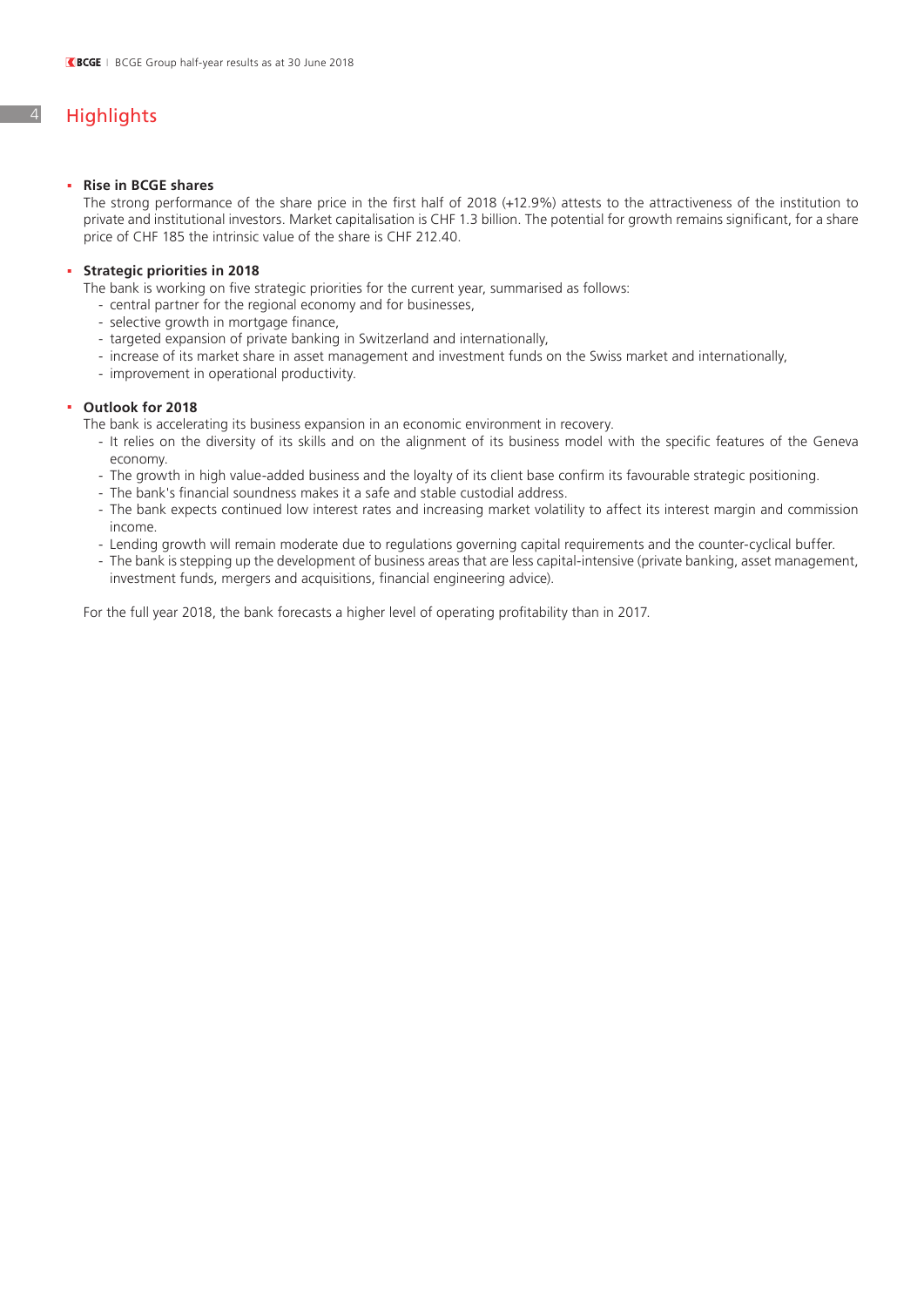# Highlights

- **Rise in BCGE shares**

  The strong performance of the share price in the first half of 2018 (+12.9%) attests to the attractiveness of the institution to private and institutional investors. Market capitalisation is CHF 1.3 billion. The potential for growth remains significant, for a share price of CHF 185 the intrinsic value of the share is CHF 212.40.

- **Strategic priorities in 2018**

  The bank is working on five strategic priorities for the current year, summarised as follows:
  - central partner for the regional economy and for businesses,
  - selective growth in mortgage finance,
  - targeted expansion of private banking in Switzerland and internationally,
  - increase of its market share in asset management and investment funds on the Swiss market and internationally,
  - improvement in operational productivity.

- **Outlook for 2018**

  The bank is accelerating its business expansion in an economic environment in recovery.
  - It relies on the diversity of its skills and on the alignment of its business model with the specific features of the Geneva economy.
  - The growth in high value-added business and the loyalty of its client base confirm its favourable strategic positioning.
  - The bank's financial soundness makes it a safe and stable custodial address.
  - The bank expects continued low interest rates and increasing market volatility to affect its interest margin and commission income.
  - Lending growth will remain moderate due to regulations governing capital requirements and the counter-cyclical buffer.
  - The bank is stepping up the development of business areas that are less capital-intensive (private banking, asset management, investment funds, mergers and acquisitions, financial engineering advice).

  For the full year 2018, the bank forecasts a higher level of operating profitability than in 2017.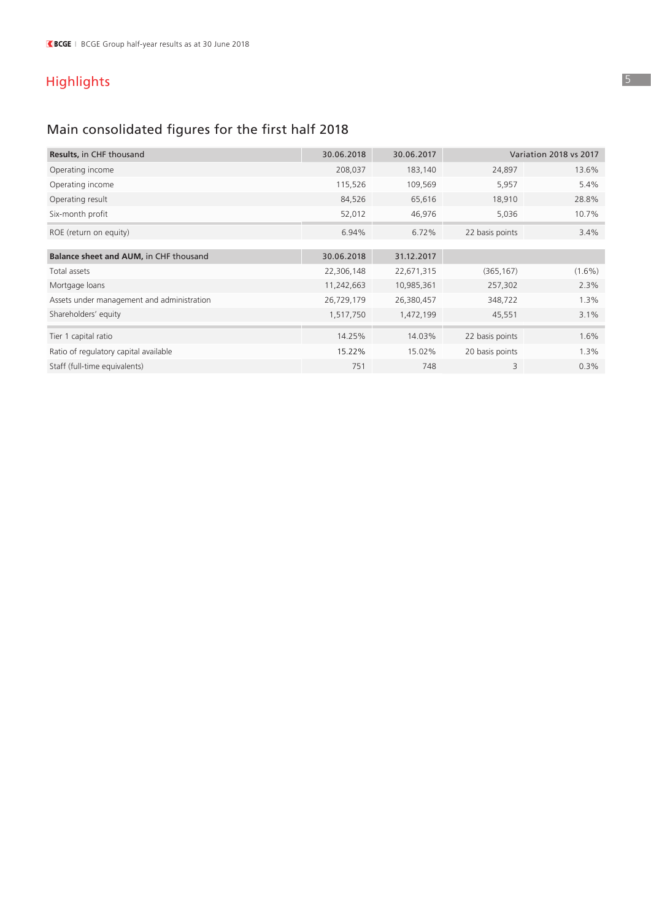## Highlights

### Main consolidated figures for the first half 2018

| **Results,** in CHF thousand | 30.06.2018 | 30.06.2017 | Variation 2018 vs 2017 | |
|---|---|---|---|---|
| Operating income | 208,037 | 183,140 | 24,897 | 13.6% |
| Operating income | 115,526 | 109,569 | 5,957 | 5.4% |
| Operating result | 84,526 | 65,616 | 18,910 | 28.8% |
| Six-month profit | 52,012 | 46,976 | 5,036 | 10.7% |
| ROE (return on equity) | 6.94% | 6.72% | 22 basis points | 3.4% |

| **Balance sheet and AUM,** in CHF thousand | 30.06.2018 | 31.12.2017 | | |
|---|---|---|---|---|
| Total assets | 22,306,148 | 22,671,315 | (365,167) | (1.6%) |
| Mortgage loans | 11,242,663 | 10,985,361 | 257,302 | 2.3% |
| Assets under management and administration | 26,729,179 | 26,380,457 | 348,722 | 1.3% |
| Shareholders' equity | 1,517,750 | 1,472,199 | 45,551 | 3.1% |
| Tier 1 capital ratio | 14.25% | 14.03% | 22 basis points | 1.6% |
| Ratio of regulatory capital available | 15.22% | 15.02% | 20 basis points | 1.3% |
| Staff (full-time equivalents) | 751 | 748 | 3 | 0.3% |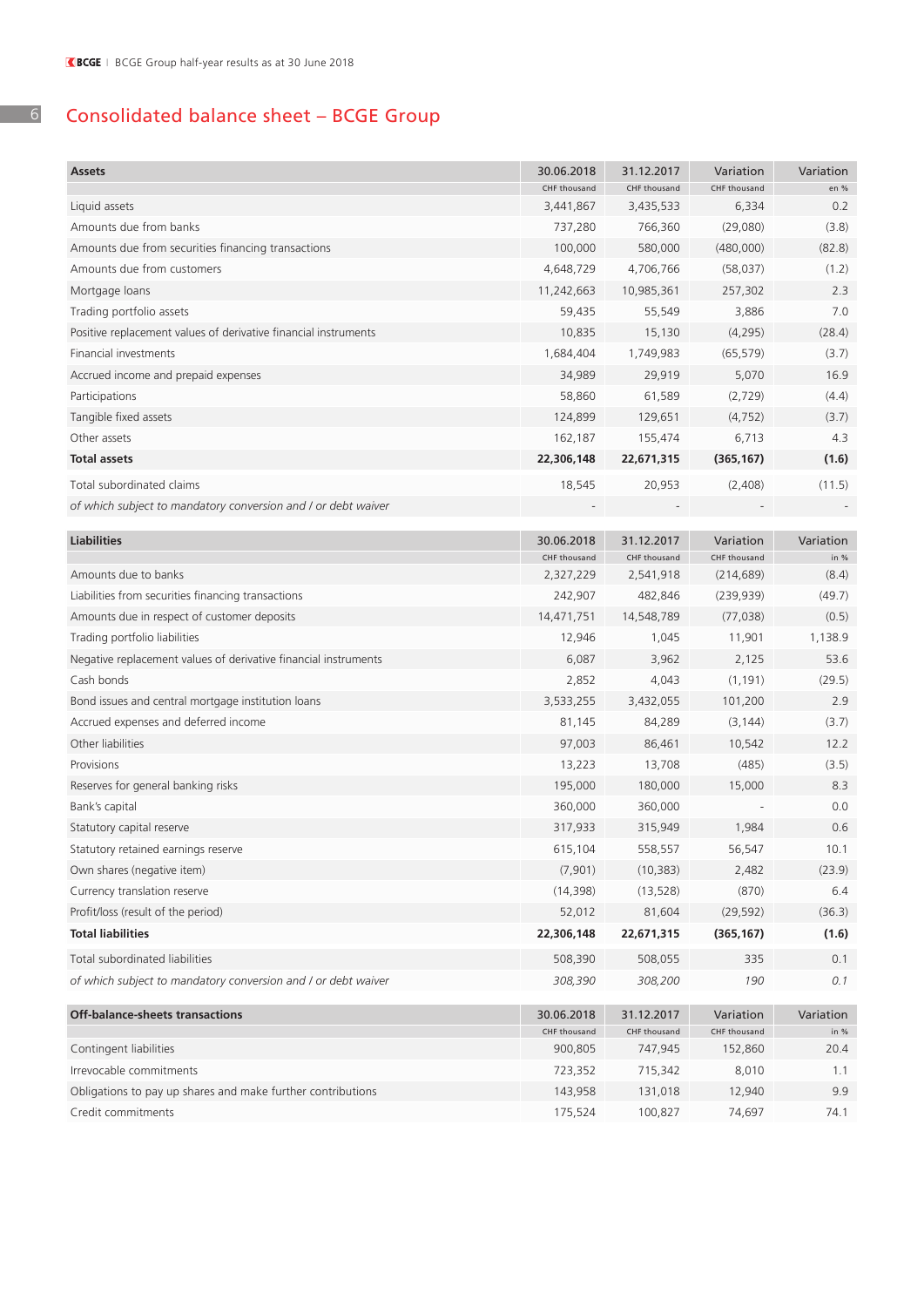# Consolidated balance sheet – BCGE Group

| Assets | 30.06.2018 | 31.12.2017 | Variation | Variation |
|---|---|---|---|---|
| | CHF thousand | CHF thousand | CHF thousand | en % |
| Liquid assets | 3,441,867 | 3,435,533 | 6,334 | 0.2 |
| Amounts due from banks | 737,280 | 766,360 | (29,080) | (3.8) |
| Amounts due from securities financing transactions | 100,000 | 580,000 | (480,000) | (82.8) |
| Amounts due from customers | 4,648,729 | 4,706,766 | (58,037) | (1.2) |
| Mortgage loans | 11,242,663 | 10,985,361 | 257,302 | 2.3 |
| Trading portfolio assets | 59,435 | 55,549 | 3,886 | 7.0 |
| Positive replacement values of derivative financial instruments | 10,835 | 15,130 | (4,295) | (28.4) |
| Financial investments | 1,684,404 | 1,749,983 | (65,579) | (3.7) |
| Accrued income and prepaid expenses | 34,989 | 29,919 | 5,070 | 16.9 |
| Participations | 58,860 | 61,589 | (2,729) | (4.4) |
| Tangible fixed assets | 124,899 | 129,651 | (4,752) | (3.7) |
| Other assets | 162,187 | 155,474 | 6,713 | 4.3 |
| **Total assets** | **22,306,148** | **22,671,315** | **(365,167)** | **(1.6)** |
| Total subordinated claims | 18,545 | 20,953 | (2,408) | (11.5) |
| *of which subject to mandatory conversion and / or debt waiver* | - | - | - | - |

| Liabilities | 30.06.2018 | 31.12.2017 | Variation | Variation |
|---|---|---|---|---|
| | CHF thousand | CHF thousand | CHF thousand | in % |
| Amounts due to banks | 2,327,229 | 2,541,918 | (214,689) | (8.4) |
| Liabilities from securities financing transactions | 242,907 | 482,846 | (239,939) | (49.7) |
| Amounts due in respect of customer deposits | 14,471,751 | 14,548,789 | (77,038) | (0.5) |
| Trading portfolio liabilities | 12,946 | 1,045 | 11,901 | 1,138.9 |
| Negative replacement values of derivative financial instruments | 6,087 | 3,962 | 2,125 | 53.6 |
| Cash bonds | 2,852 | 4,043 | (1,191) | (29.5) |
| Bond issues and central mortgage institution loans | 3,533,255 | 3,432,055 | 101,200 | 2.9 |
| Accrued expenses and deferred income | 81,145 | 84,289 | (3,144) | (3.7) |
| Other liabilities | 97,003 | 86,461 | 10,542 | 12.2 |
| Provisions | 13,223 | 13,708 | (485) | (3.5) |
| Reserves for general banking risks | 195,000 | 180,000 | 15,000 | 8.3 |
| Bank's capital | 360,000 | 360,000 | - | 0.0 |
| Statutory capital reserve | 317,933 | 315,949 | 1,984 | 0.6 |
| Statutory retained earnings reserve | 615,104 | 558,557 | 56,547 | 10.1 |
| Own shares (negative item) | (7,901) | (10,383) | 2,482 | (23.9) |
| Currency translation reserve | (14,398) | (13,528) | (870) | 6.4 |
| Profit/loss (result of the period) | 52,012 | 81,604 | (29,592) | (36.3) |
| **Total liabilities** | **22,306,148** | **22,671,315** | **(365,167)** | **(1.6)** |
| Total subordinated liabilities | 508,390 | 508,055 | 335 | 0.1 |
| *of which subject to mandatory conversion and / or debt waiver* | *308,390* | *308,200* | *190* | *0.1* |

| Off-balance-sheets transactions | 30.06.2018 | 31.12.2017 | Variation | Variation |
|---|---|---|---|---|
| | CHF thousand | CHF thousand | CHF thousand | in % |
| Contingent liabilities | 900,805 | 747,945 | 152,860 | 20.4 |
| Irrevocable commitments | 723,352 | 715,342 | 8,010 | 1.1 |
| Obligations to pay up shares and make further contributions | 143,958 | 131,018 | 12,940 | 9.9 |
| Credit commitments | 175,524 | 100,827 | 74,697 | 74.1 |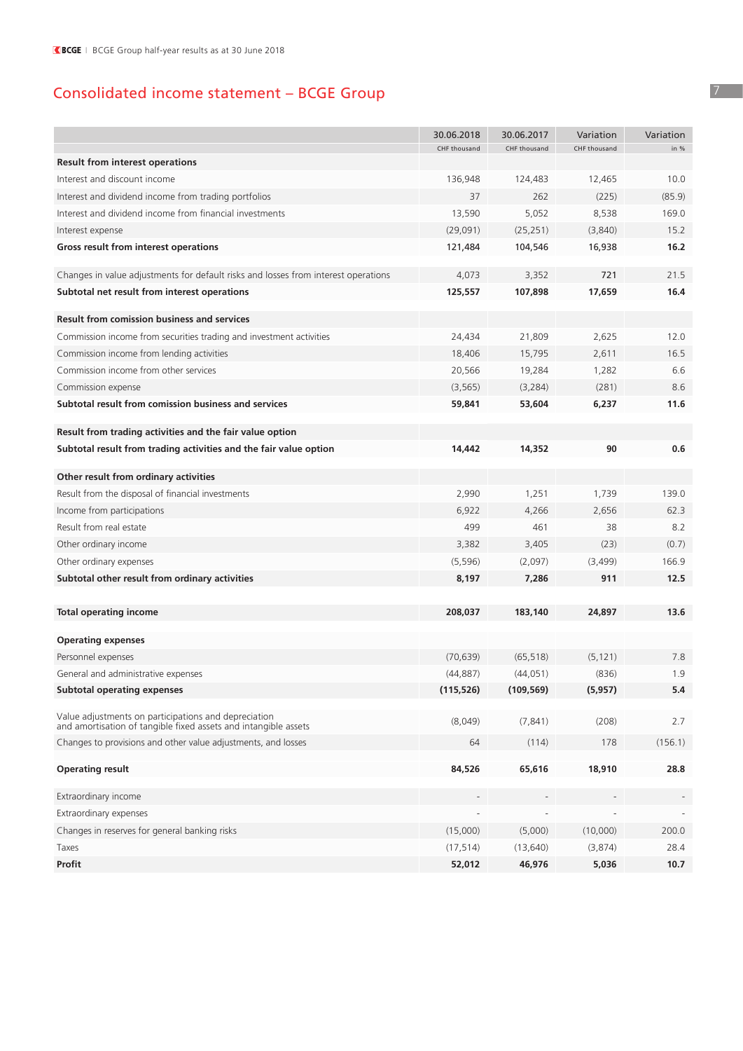# Consolidated income statement – BCGE Group

| | 30.06.2018<br>CHF thousand | 30.06.2017<br>CHF thousand | Variation<br>CHF thousand | Variation<br>in % |
|---|---|---|---|---|
| **Result from interest operations** | | | | |
| Interest and discount income | 136,948 | 124,483 | 12,465 | 10.0 |
| Interest and dividend income from trading portfolios | 37 | 262 | (225) | (85.9) |
| Interest and dividend income from financial investments | 13,590 | 5,052 | 8,538 | 169.0 |
| Interest expense | (29,091) | (25,251) | (3,840) | 15.2 |
| **Gross result from interest operations** | **121,484** | **104,546** | **16,938** | **16.2** |
| Changes in value adjustments for default risks and losses from interest operations | 4,073 | 3,352 | 721 | 21.5 |
| **Subtotal net result from interest operations** | **125,557** | **107,898** | **17,659** | **16.4** |
| **Result from comission business and services** | | | | |
| Commission income from securities trading and investment activities | 24,434 | 21,809 | 2,625 | 12.0 |
| Commission income from lending activities | 18,406 | 15,795 | 2,611 | 16.5 |
| Commission income from other services | 20,566 | 19,284 | 1,282 | 6.6 |
| Commission expense | (3,565) | (3,284) | (281) | 8.6 |
| **Subtotal result from comission business and services** | **59,841** | **53,604** | **6,237** | **11.6** |
| **Result from trading activities and the fair value option** | | | | |
| **Subtotal result from trading activities and the fair value option** | **14,442** | **14,352** | **90** | **0.6** |
| **Other result from ordinary activities** | | | | |
| Result from the disposal of financial investments | 2,990 | 1,251 | 1,739 | 139.0 |
| Income from participations | 6,922 | 4,266 | 2,656 | 62.3 |
| Result from real estate | 499 | 461 | 38 | 8.2 |
| Other ordinary income | 3,382 | 3,405 | (23) | (0.7) |
| Other ordinary expenses | (5,596) | (2,097) | (3,499) | 166.9 |
| **Subtotal other result from ordinary activities** | **8,197** | **7,286** | **911** | **12.5** |
| **Total operating income** | **208,037** | **183,140** | **24,897** | **13.6** |
| **Operating expenses** | | | | |
| Personnel expenses | (70,639) | (65,518) | (5,121) | 7.8 |
| General and administrative expenses | (44,887) | (44,051) | (836) | 1.9 |
| **Subtotal operating expenses** | **(115,526)** | **(109,569)** | **(5,957)** | **5.4** |
| Value adjustments on participations and depreciation and amortisation of tangible fixed assets and intangible assets | (8,049) | (7,841) | (208) | 2.7 |
| Changes to provisions and other value adjustments, and losses | 64 | (114) | 178 | (156.1) |
| **Operating result** | **84,526** | **65,616** | **18,910** | **28.8** |
| Extraordinary income | - | - | - | - |
| Extraordinary expenses | - | - | - | - |
| Changes in reserves for general banking risks | (15,000) | (5,000) | (10,000) | 200.0 |
| Taxes | (17,514) | (13,640) | (3,874) | 28.4 |
| **Profit** | **52,012** | **46,976** | **5,036** | **10.7** |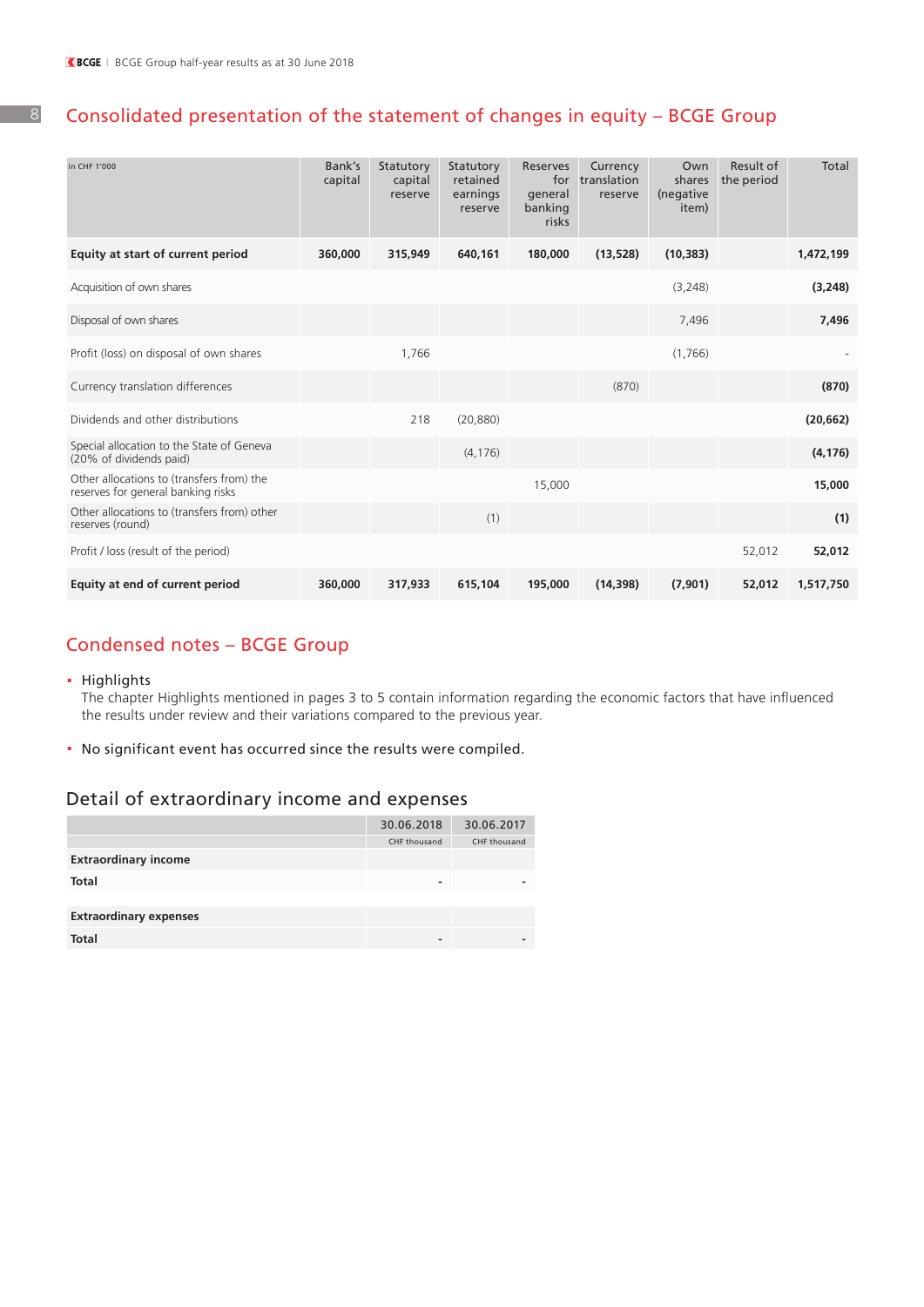# Consolidated presentation of the statement of changes in equity – BCGE Group

| in CHF 1'000 | Bank's capital | Statutory capital reserve | Statutory retained earnings reserve | Reserves for general banking risks | Currency translation reserve | Own shares (negative item) | Result of the period | Total |
|---|---|---|---|---|---|---|---|---|
| **Equity at start of current period** | **360,000** | **315,949** | **640,161** | **180,000** | **(13,528)** | **(10,383)** | | **1,472,199** |
| Acquisition of own shares | | | | | | (3,248) | | **(3,248)** |
| Disposal of own shares | | | | | | 7,496 | | **7,496** |
| Profit (loss) on disposal of own shares | | 1,766 | | | | (1,766) | | - |
| Currency translation differences | | | | | (870) | | | **(870)** |
| Dividends and other distributions | | 218 | (20,880) | | | | | **(20,662)** |
| Special allocation to the State of Geneva (20% of dividends paid) | | | (4,176) | | | | | **(4,176)** |
| Other allocations to (transfers from) the reserves for general banking risks | | | | 15,000 | | | | **15,000** |
| Other allocations to (transfers from) other reserves (round) | | | (1) | | | | | **(1)** |
| Profit / loss (result of the period) | | | | | | | 52,012 | **52,012** |
| **Equity at end of current period** | **360,000** | **317,933** | **615,104** | **195,000** | **(14,398)** | **(7,901)** | **52,012** | **1,517,750** |

# Condensed notes – BCGE Group

- Highlights
  The chapter Highlights mentioned in pages 3 to 5 contain information regarding the economic factors that have influenced the results under review and their variations compared to the previous year.

- No significant event has occurred since the results were compiled.

## Detail of extraordinary income and expenses

| | 30.06.2018 | 30.06.2017 |
|---|---|---|
| | CHF thousand | CHF thousand |
| **Extraordinary income** | | |
| **Total** | - | - |
| | | |
| **Extraordinary expenses** | | |
| **Total** | - | - |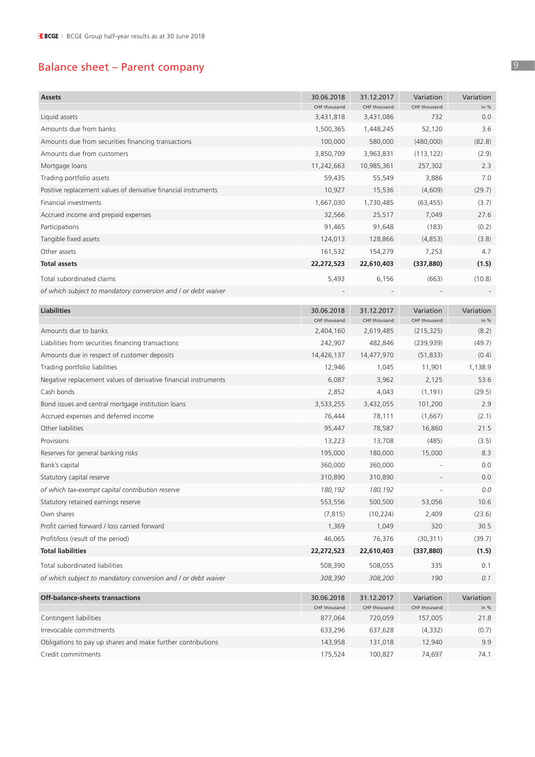## Balance sheet – Parent company

| Assets | 30.06.2018 | 31.12.2017 | Variation | Variation |
|---|---|---|---|---|
| | CHF thousand | CHF thousand | CHF thousand | in % |
| Liquid assets | 3,431,818 | 3,431,086 | 732 | 0.0 |
| Amounts due from banks | 1,500,365 | 1,448,245 | 52,120 | 3.6 |
| Amounts due from securities financing transactions | 100,000 | 580,000 | (480,000) | (82.8) |
| Amounts due from customers | 3,850,709 | 3,963,831 | (113,122) | (2.9) |
| Mortgage loans | 11,242,663 | 10,985,361 | 257,302 | 2.3 |
| Trading portfolio assets | 59,435 | 55,549 | 3,886 | 7.0 |
| Positive replacement values of derivative financial instruments | 10,927 | 15,536 | (4,609) | (29.7) |
| Financial investments | 1,667,030 | 1,730,485 | (63,455) | (3.7) |
| Accrued income and prepaid expenses | 32,566 | 25,517 | 7,049 | 27.6 |
| Participations | 91,465 | 91,648 | (183) | (0.2) |
| Tangible fixed assets | 124,013 | 128,866 | (4,853) | (3.8) |
| Other assets | 161,532 | 154,279 | 7,253 | 4.7 |
| **Total assets** | **22,272,523** | **22,610,403** | **(337,880)** | **(1.5)** |
| Total subordinated claims | 5,493 | 6,156 | (663) | (10.8) |
| *of which subject to mandatory conversion and / or debt waiver* | - | - | - | - |

| Liabilities | 30.06.2018 | 31.12.2017 | Variation | Variation |
|---|---|---|---|---|
| | CHF thousand | CHF thousand | CHF thousand | in % |
| Amounts due to banks | 2,404,160 | 2,619,485 | (215,325) | (8.2) |
| Liabilities from securities financing transactions | 242,907 | 482,846 | (239,939) | (49.7) |
| Amounts due in respect of customer deposits | 14,426,137 | 14,477,970 | (51,833) | (0.4) |
| Trading portfolio liabilities | 12,946 | 1,045 | 11,901 | 1,138.9 |
| Negative replacement values of derivative financial instruments | 6,087 | 3,962 | 2,125 | 53.6 |
| Cash bonds | 2,852 | 4,043 | (1,191) | (29.5) |
| Bond issues and central mortgage institution loans | 3,533,255 | 3,432,055 | 101,200 | 2.9 |
| Accrued expenses and deferred income | 76,444 | 78,111 | (1,667) | (2.1) |
| Other liabilities | 95,447 | 78,587 | 16,860 | 21.5 |
| Provisions | 13,223 | 13,708 | (485) | (3.5) |
| Reserves for general banking risks | 195,000 | 180,000 | 15,000 | 8.3 |
| Bank's capital | 360,000 | 360,000 | - | 0.0 |
| Statutory capital reserve | 310,890 | 310,890 | - | 0.0 |
| *of which tax-exempt capital contribution reserve* | *180,192* | *180,192* | - | *0.0* |
| Statutory retained earnings reserve | 553,556 | 500,500 | 53,056 | 10.6 |
| Own shares | (7,815) | (10,224) | 2,409 | (23.6) |
| Profit carried forward / loss carried forward | 1,369 | 1,049 | 320 | 30.5 |
| Profit/loss (result of the period) | 46,065 | 76,376 | (30,311) | (39.7) |
| **Total liabilities** | **22,272,523** | **22,610,403** | **(337,880)** | **(1.5)** |
| Total subordinated liabilities | 508,390 | 508,055 | 335 | 0.1 |
| *of which subject to mandatory conversion and / or debt waiver* | *308,390* | *308,200* | *190* | *0.1* |

| Off-balance-sheets transactions | 30.06.2018 | 31.12.2017 | Variation | Variation |
|---|---|---|---|---|
| | CHF thousand | CHF thousand | CHF thousand | in % |
| Contingent liabilities | 877,064 | 720,059 | 157,005 | 21.8 |
| Irrevocable commitments | 633,296 | 637,628 | (4,332) | (0.7) |
| Obligations to pay up shares and make further contributions | 143,958 | 131,018 | 12,940 | 9.9 |
| Credit commitments | 175,524 | 100,827 | 74,697 | 74.1 |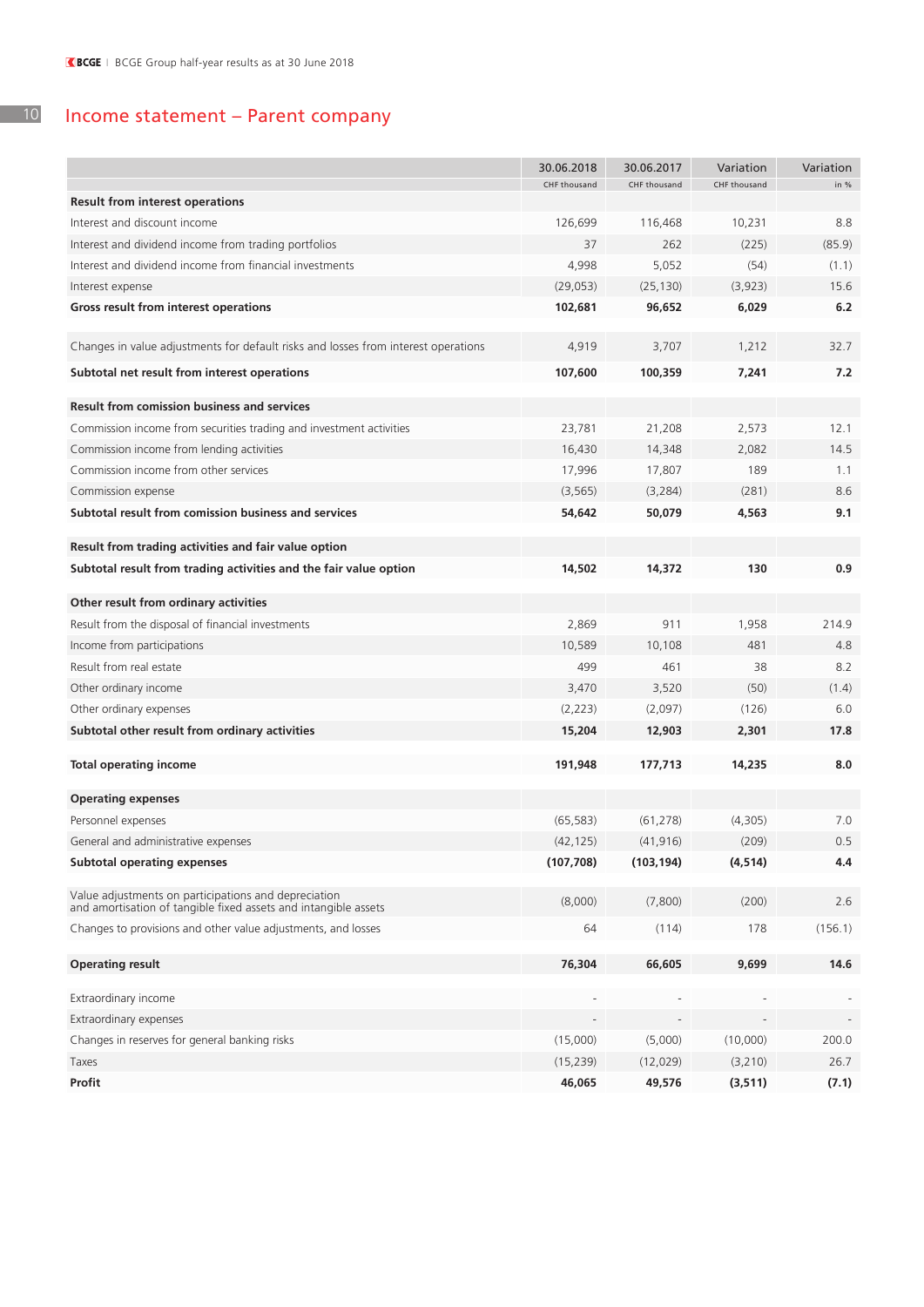# Income statement – Parent company

| | 30.06.2018<br>CHF thousand | 30.06.2017<br>CHF thousand | Variation<br>CHF thousand | Variation<br>in % |
|---|---|---|---|---|
| **Result from interest operations** | | | | |
| Interest and discount income | 126,699 | 116,468 | 10,231 | 8.8 |
| Interest and dividend income from trading portfolios | 37 | 262 | (225) | (85.9) |
| Interest and dividend income from financial investments | 4,998 | 5,052 | (54) | (1.1) |
| Interest expense | (29,053) | (25,130) | (3,923) | 15.6 |
| **Gross result from interest operations** | **102,681** | **96,652** | **6,029** | **6.2** |
| Changes in value adjustments for default risks and losses from interest operations | 4,919 | 3,707 | 1,212 | 32.7 |
| **Subtotal net result from interest operations** | **107,600** | **100,359** | **7,241** | **7.2** |
| **Result from comission business and services** | | | | |
| Commission income from securities trading and investment activities | 23,781 | 21,208 | 2,573 | 12.1 |
| Commission income from lending activities | 16,430 | 14,348 | 2,082 | 14.5 |
| Commission income from other services | 17,996 | 17,807 | 189 | 1.1 |
| Commission expense | (3,565) | (3,284) | (281) | 8.6 |
| **Subtotal result from comission business and services** | **54,642** | **50,079** | **4,563** | **9.1** |
| **Result from trading activities and fair value option** | | | | |
| **Subtotal result from trading activities and the fair value option** | **14,502** | **14,372** | **130** | **0.9** |
| **Other result from ordinary activities** | | | | |
| Result from the disposal of financial investments | 2,869 | 911 | 1,958 | 214.9 |
| Income from participations | 10,589 | 10,108 | 481 | 4.8 |
| Result from real estate | 499 | 461 | 38 | 8.2 |
| Other ordinary income | 3,470 | 3,520 | (50) | (1.4) |
| Other ordinary expenses | (2,223) | (2,097) | (126) | 6.0 |
| **Subtotal other result from ordinary activities** | **15,204** | **12,903** | **2,301** | **17.8** |
| **Total operating income** | **191,948** | **177,713** | **14,235** | **8.0** |
| **Operating expenses** | | | | |
| Personnel expenses | (65,583) | (61,278) | (4,305) | 7.0 |
| General and administrative expenses | (42,125) | (41,916) | (209) | 0.5 |
| **Subtotal operating expenses** | **(107,708)** | **(103,194)** | **(4,514)** | **4.4** |
| Value adjustments on participations and depreciation and amortisation of tangible fixed assets and intangible assets | (8,000) | (7,800) | (200) | 2.6 |
| Changes to provisions and other value adjustments, and losses | 64 | (114) | 178 | (156.1) |
| **Operating result** | **76,304** | **66,605** | **9,699** | **14.6** |
| Extraordinary income | - | - | - | - |
| Extraordinary expenses | - | - | - | - |
| Changes in reserves for general banking risks | (15,000) | (5,000) | (10,000) | 200.0 |
| Taxes | (15,239) | (12,029) | (3,210) | 26.7 |
| **Profit** | **46,065** | **49,576** | **(3,511)** | **(7.1)** |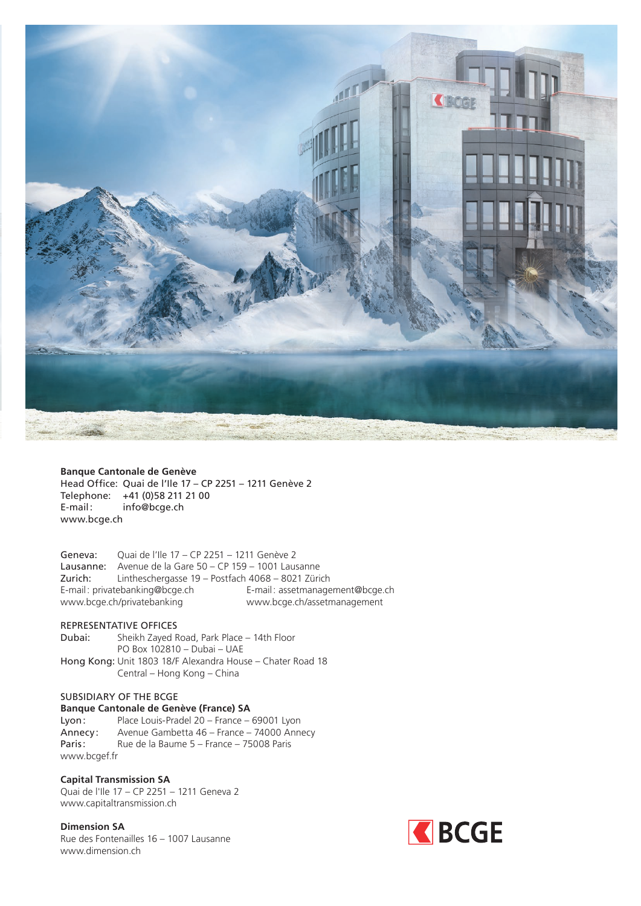**Banque Cantonale de Genève**
Head Office: Quai de l'Ile 17 – CP 2251 – 1211 Genève 2
Telephone: +41 (0)58 211 21 00
E-mail: info@bcge.ch
www.bcge.ch

Geneva: Quai de l'Ile 17 – CP 2251 – 1211 Genève 2
Lausanne: Avenue de la Gare 50 – CP 159 – 1001 Lausanne
Zurich: Lintheschergasse 19 – Postfach 4068 – 8021 Zürich
E-mail: privatebanking@bcge.ch
www.bcge.ch/privatebanking
E-mail: assetmanagement@bcge.ch
www.bcge.ch/assetmanagement

REPRESENTATIVE OFFICES
Dubai: Sheikh Zayed Road, Park Place – 14th Floor
PO Box 102810 – Dubai – UAE
Hong Kong: Unit 1803 18/F Alexandra House – Chater Road 18
Central – Hong Kong – China

SUBSIDIARY OF THE BCGE
**Banque Cantonale de Genève (France) SA**
Lyon: Place Louis-Pradel 20 – France – 69001 Lyon
Annecy: Avenue Gambetta 46 – France – 74000 Annecy
Paris: Rue de la Baume 5 – France – 75008 Paris
www.bcgef.fr

**Capital Transmission SA**
Quai de l'Ile 17 – CP 2251 – 1211 Geneva 2
www.capitaltransmission.ch

**Dimension SA**
Rue des Fontenailles 16 – 1007 Lausanne
www.dimension.ch

BCGE